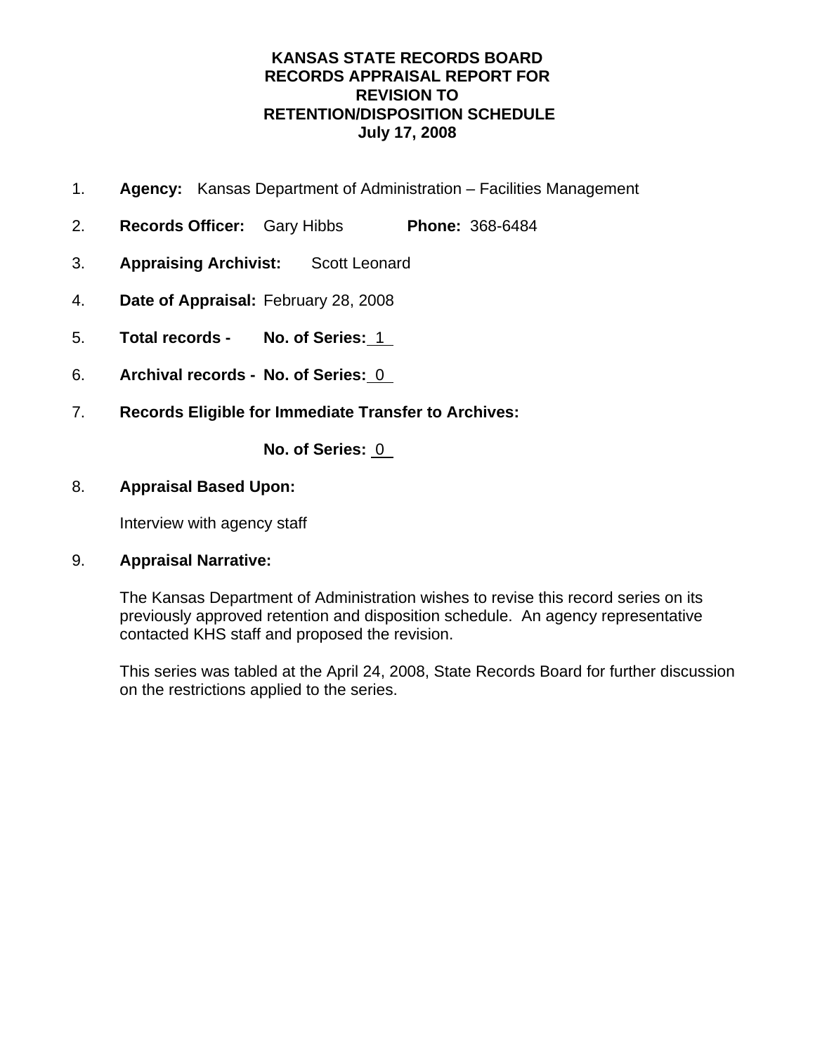# KANSAS STATE RECORDS BOARD
# RECORDS APPRAISAL REPORT FOR
# REVISION TO
# RETENTION/DISPOSITION SCHEDULE
# July 17, 2008

1. **Agency:** Kansas Department of Administration – Facilities Management

2. **Records Officer:** Gary Hibbs **Phone:** 368-6484

3. **Appraising Archivist:** Scott Leonard

4. **Date of Appraisal:** February 28, 2008

5. **Total records - No. of Series:** 1

6. **Archival records - No. of Series:** 0

7. **Records Eligible for Immediate Transfer to Archives:**

   **No. of Series:** 0

8. **Appraisal Based Upon:**

   Interview with agency staff

9. **Appraisal Narrative:**

   The Kansas Department of Administration wishes to revise this record series on its previously approved retention and disposition schedule. An agency representative contacted KHS staff and proposed the revision.

   This series was tabled at the April 24, 2008, State Records Board for further discussion on the restrictions applied to the series.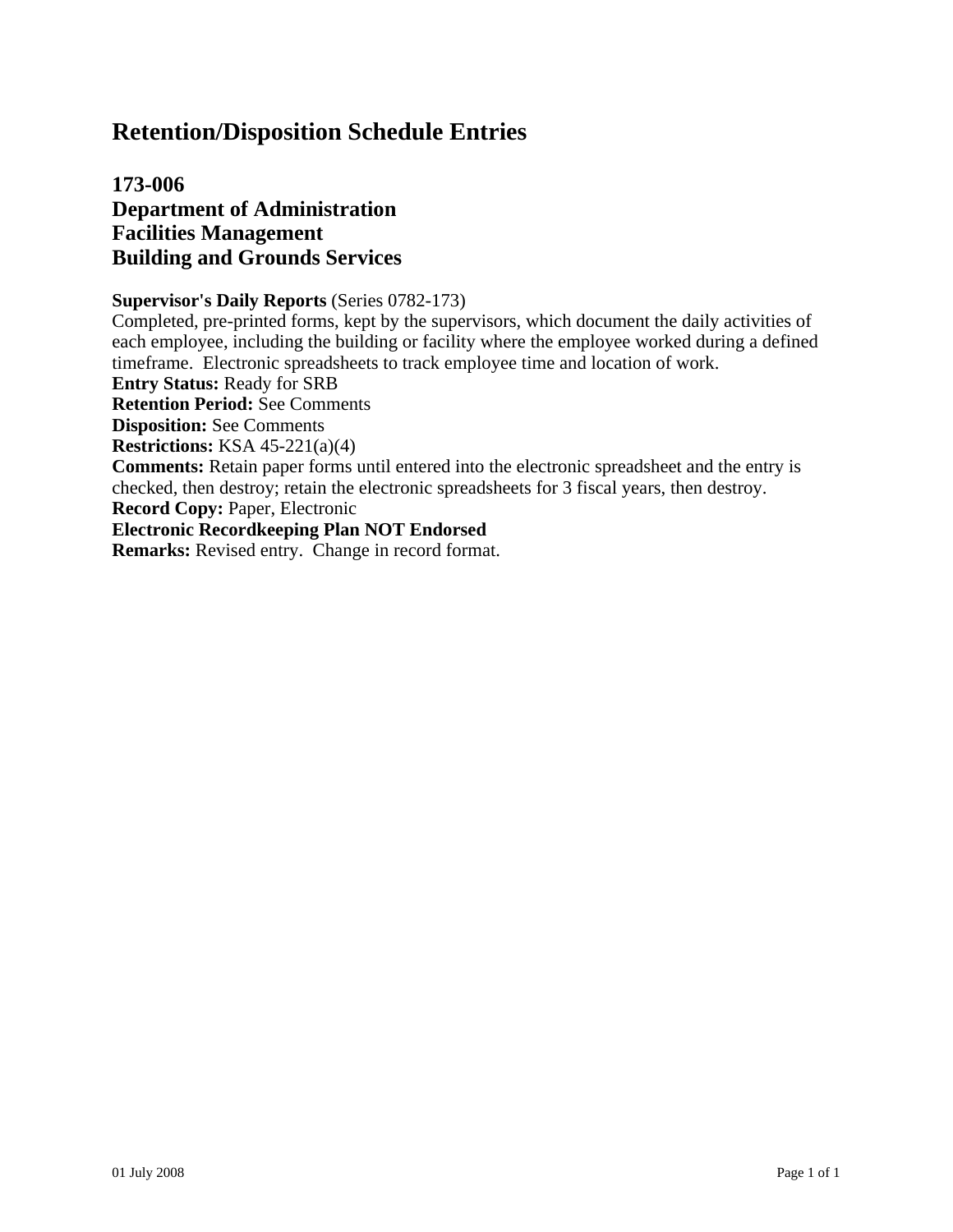# Retention/Disposition Schedule Entries

## 173-006
## Department of Administration
## Facilities Management
## Building and Grounds Services

**Supervisor's Daily Reports** (Series 0782-173)
Completed, pre-printed forms, kept by the supervisors, which document the daily activities of each employee, including the building or facility where the employee worked during a defined timeframe. Electronic spreadsheets to track employee time and location of work.
**Entry Status:** Ready for SRB
**Retention Period:** See Comments
**Disposition:** See Comments
**Restrictions:** KSA 45-221(a)(4)
**Comments:** Retain paper forms until entered into the electronic spreadsheet and the entry is checked, then destroy; retain the electronic spreadsheets for 3 fiscal years, then destroy.
**Record Copy:** Paper, Electronic
**Electronic Recordkeeping Plan NOT Endorsed**
**Remarks:** Revised entry. Change in record format.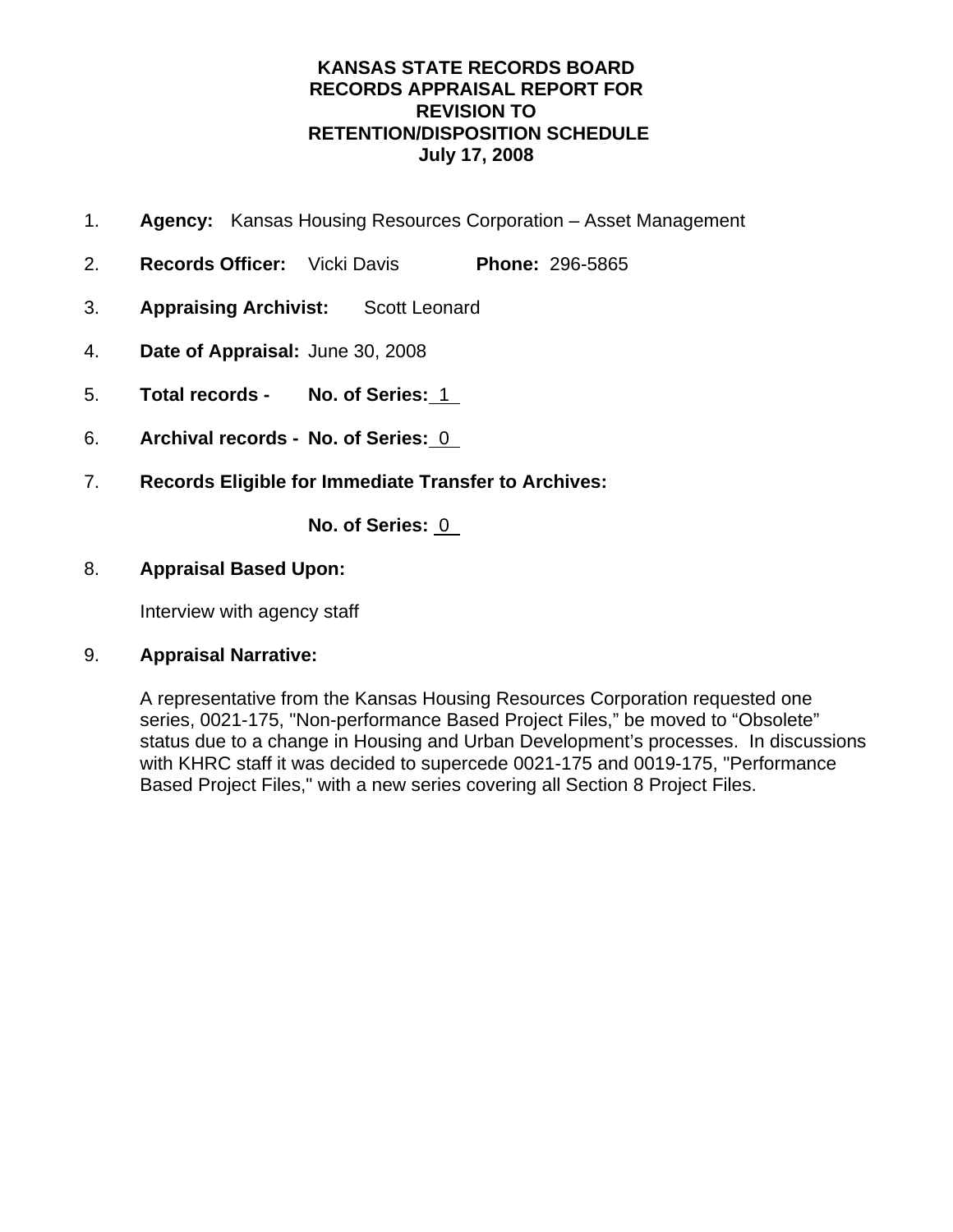**KANSAS STATE RECORDS BOARD**
**RECORDS APPRAISAL REPORT FOR**
**REVISION TO**
**RETENTION/DISPOSITION SCHEDULE**
**July 17, 2008**

1. **Agency:** Kansas Housing Resources Corporation – Asset Management

2. **Records Officer:** Vicki Davis **Phone:** 296-5865

3. **Appraising Archivist:** Scott Leonard

4. **Date of Appraisal:** June 30, 2008

5. **Total records - No. of Series:** 1

6. **Archival records - No. of Series:** 0

7. **Records Eligible for Immediate Transfer to Archives:**

   **No. of Series:** 0

8. **Appraisal Based Upon:**

   Interview with agency staff

9. **Appraisal Narrative:**

   A representative from the Kansas Housing Resources Corporation requested one series, 0021-175, "Non-performance Based Project Files," be moved to "Obsolete" status due to a change in Housing and Urban Development's processes. In discussions with KHRC staff it was decided to supercede 0021-175 and 0019-175, "Performance Based Project Files," with a new series covering all Section 8 Project Files.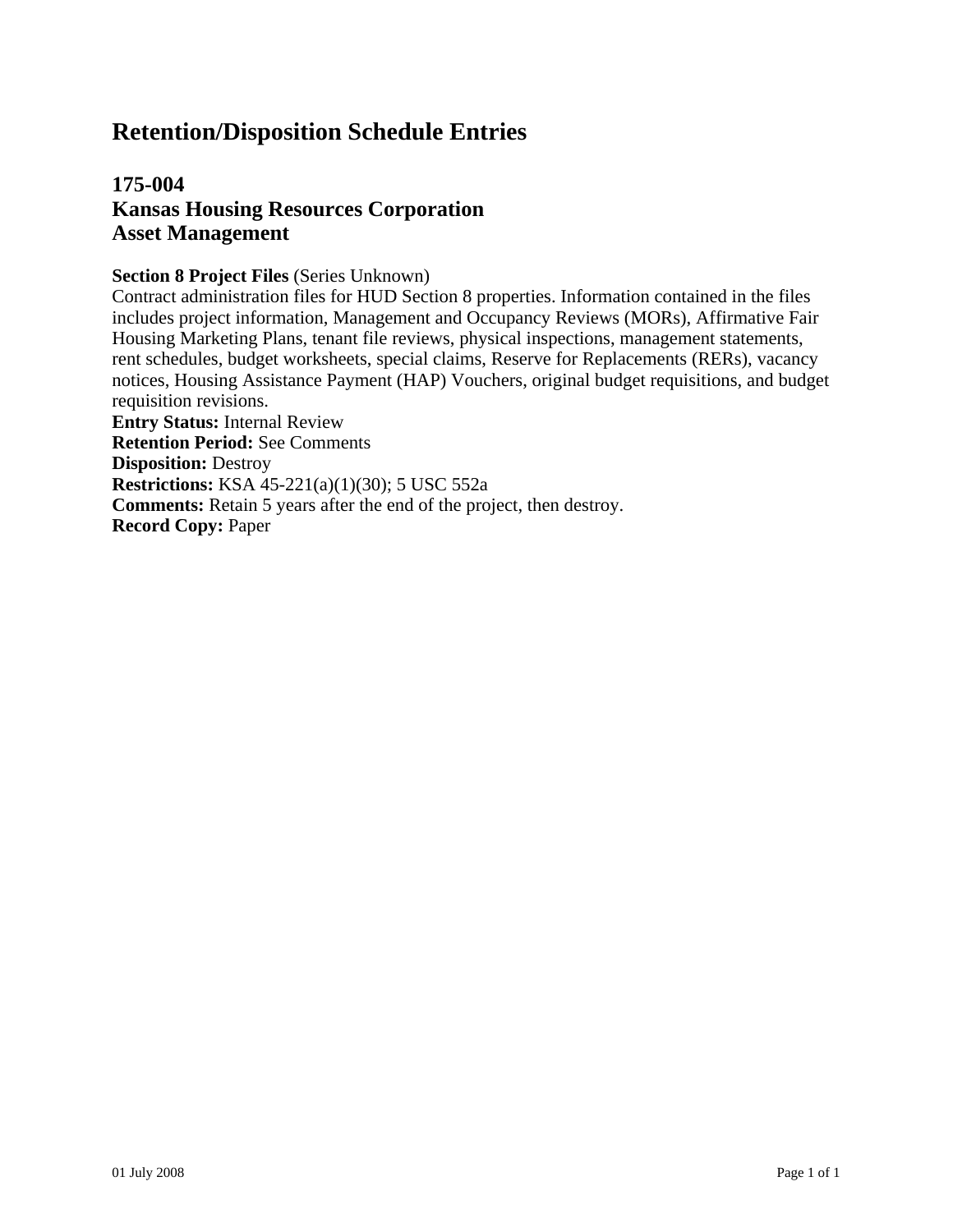# Retention/Disposition Schedule Entries

## 175-004
## Kansas Housing Resources Corporation
## Asset Management

**Section 8 Project Files** (Series Unknown)
Contract administration files for HUD Section 8 properties. Information contained in the files includes project information, Management and Occupancy Reviews (MORs), Affirmative Fair Housing Marketing Plans, tenant file reviews, physical inspections, management statements, rent schedules, budget worksheets, special claims, Reserve for Replacements (RERs), vacancy notices, Housing Assistance Payment (HAP) Vouchers, original budget requisitions, and budget requisition revisions.
**Entry Status:** Internal Review
**Retention Period:** See Comments
**Disposition:** Destroy
**Restrictions:** KSA 45-221(a)(1)(30); 5 USC 552a
**Comments:** Retain 5 years after the end of the project, then destroy.
**Record Copy:** Paper

01 July 2008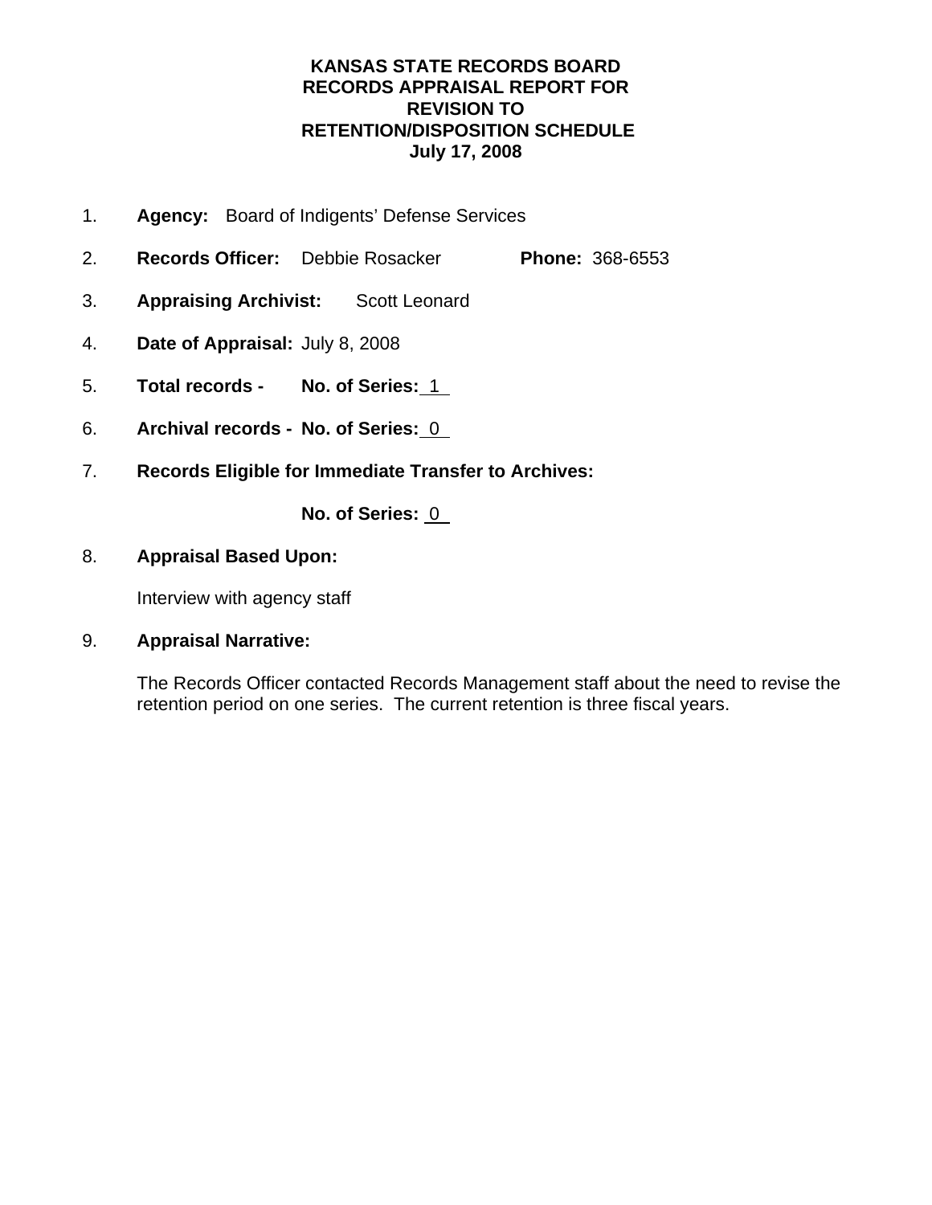**KANSAS STATE RECORDS BOARD**
**RECORDS APPRAISAL REPORT FOR**
**REVISION TO**
**RETENTION/DISPOSITION SCHEDULE**
**July 17, 2008**

1. **Agency:** Board of Indigents' Defense Services

2. **Records Officer:** Debbie Rosacker **Phone:** 368-6553

3. **Appraising Archivist:** Scott Leonard

4. **Date of Appraisal:** July 8, 2008

5. **Total records - No. of Series:** 1

6. **Archival records - No. of Series:** 0

7. **Records Eligible for Immediate Transfer to Archives:**

   **No. of Series:** 0

8. **Appraisal Based Upon:**

   Interview with agency staff

9. **Appraisal Narrative:**

   The Records Officer contacted Records Management staff about the need to revise the retention period on one series. The current retention is three fiscal years.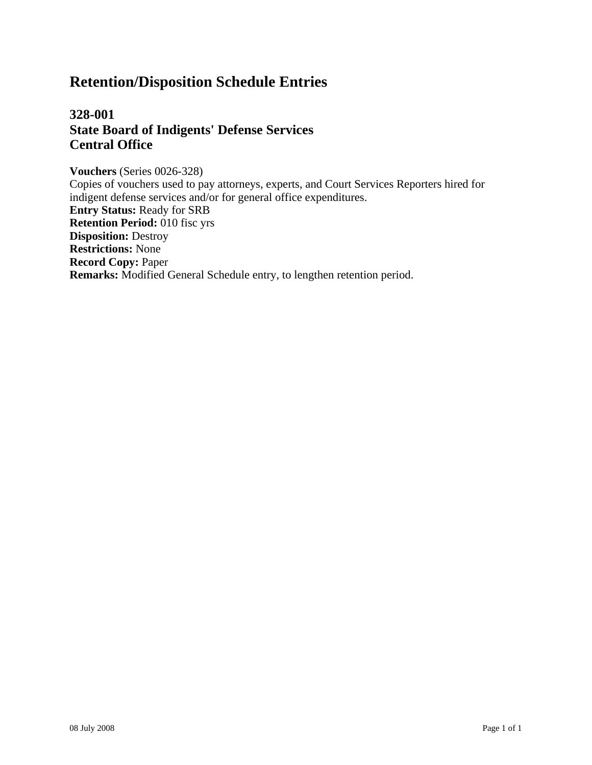# Retention/Disposition Schedule Entries

## 328-001
## State Board of Indigents' Defense Services
## Central Office

**Vouchers** (Series 0026-328)
Copies of vouchers used to pay attorneys, experts, and Court Services Reporters hired for indigent defense services and/or for general office expenditures.
**Entry Status:** Ready for SRB
**Retention Period:** 010 fisc yrs
**Disposition:** Destroy
**Restrictions:** None
**Record Copy:** Paper
**Remarks:** Modified General Schedule entry, to lengthen retention period.

08 July 2008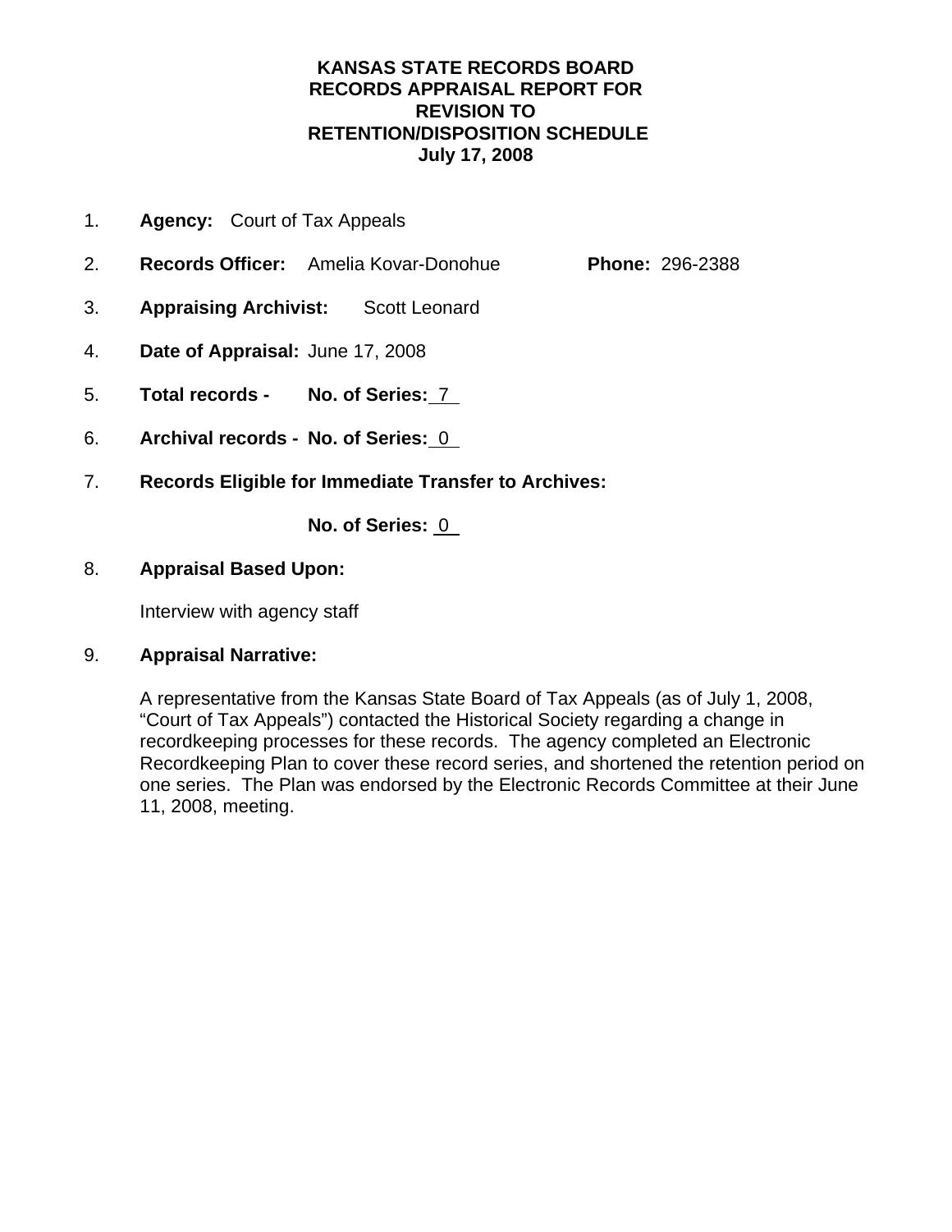# KANSAS STATE RECORDS BOARD
# RECORDS APPRAISAL REPORT FOR
# REVISION TO
# RETENTION/DISPOSITION SCHEDULE
# July 17, 2008

1. **Agency:** Court of Tax Appeals
2. **Records Officer:** Amelia Kovar-Donohue **Phone:** 296-2388
3. **Appraising Archivist:** Scott Leonard
4. **Date of Appraisal:** June 17, 2008
5. **Total records - No. of Series:** 7
6. **Archival records - No. of Series:** 0
7. **Records Eligible for Immediate Transfer to Archives:**

   **No. of Series:** 0

8. **Appraisal Based Upon:**

   Interview with agency staff

9. **Appraisal Narrative:**

   A representative from the Kansas State Board of Tax Appeals (as of July 1, 2008, "Court of Tax Appeals") contacted the Historical Society regarding a change in recordkeeping processes for these records. The agency completed an Electronic Recordkeeping Plan to cover these record series, and shortened the retention period on one series. The Plan was endorsed by the Electronic Records Committee at their June 11, 2008, meeting.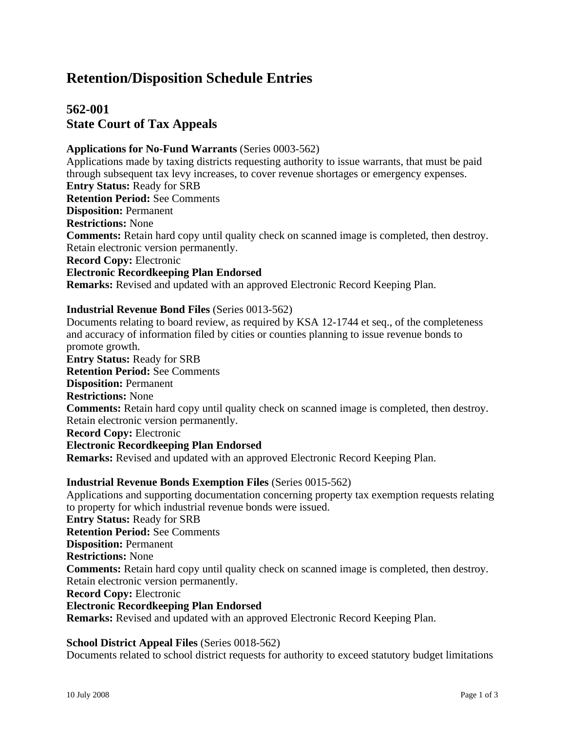# Retention/Disposition Schedule Entries

## 562-001
## State Court of Tax Appeals

**Applications for No-Fund Warrants** (Series 0003-562)
Applications made by taxing districts requesting authority to issue warrants, that must be paid through subsequent tax levy increases, to cover revenue shortages or emergency expenses.
**Entry Status:** Ready for SRB
**Retention Period:** See Comments
**Disposition:** Permanent
**Restrictions:** None
**Comments:** Retain hard copy until quality check on scanned image is completed, then destroy. Retain electronic version permanently.
**Record Copy:** Electronic
**Electronic Recordkeeping Plan Endorsed**
**Remarks:** Revised and updated with an approved Electronic Record Keeping Plan.

**Industrial Revenue Bond Files** (Series 0013-562)
Documents relating to board review, as required by KSA 12-1744 et seq., of the completeness and accuracy of information filed by cities or counties planning to issue revenue bonds to promote growth.
**Entry Status:** Ready for SRB
**Retention Period:** See Comments
**Disposition:** Permanent
**Restrictions:** None
**Comments:** Retain hard copy until quality check on scanned image is completed, then destroy. Retain electronic version permanently.
**Record Copy:** Electronic
**Electronic Recordkeeping Plan Endorsed**
**Remarks:** Revised and updated with an approved Electronic Record Keeping Plan.

**Industrial Revenue Bonds Exemption Files** (Series 0015-562)
Applications and supporting documentation concerning property tax exemption requests relating to property for which industrial revenue bonds were issued.
**Entry Status:** Ready for SRB
**Retention Period:** See Comments
**Disposition:** Permanent
**Restrictions:** None
**Comments:** Retain hard copy until quality check on scanned image is completed, then destroy. Retain electronic version permanently.
**Record Copy:** Electronic
**Electronic Recordkeeping Plan Endorsed**
**Remarks:** Revised and updated with an approved Electronic Record Keeping Plan.

**School District Appeal Files** (Series 0018-562)
Documents related to school district requests for authority to exceed statutory budget limitations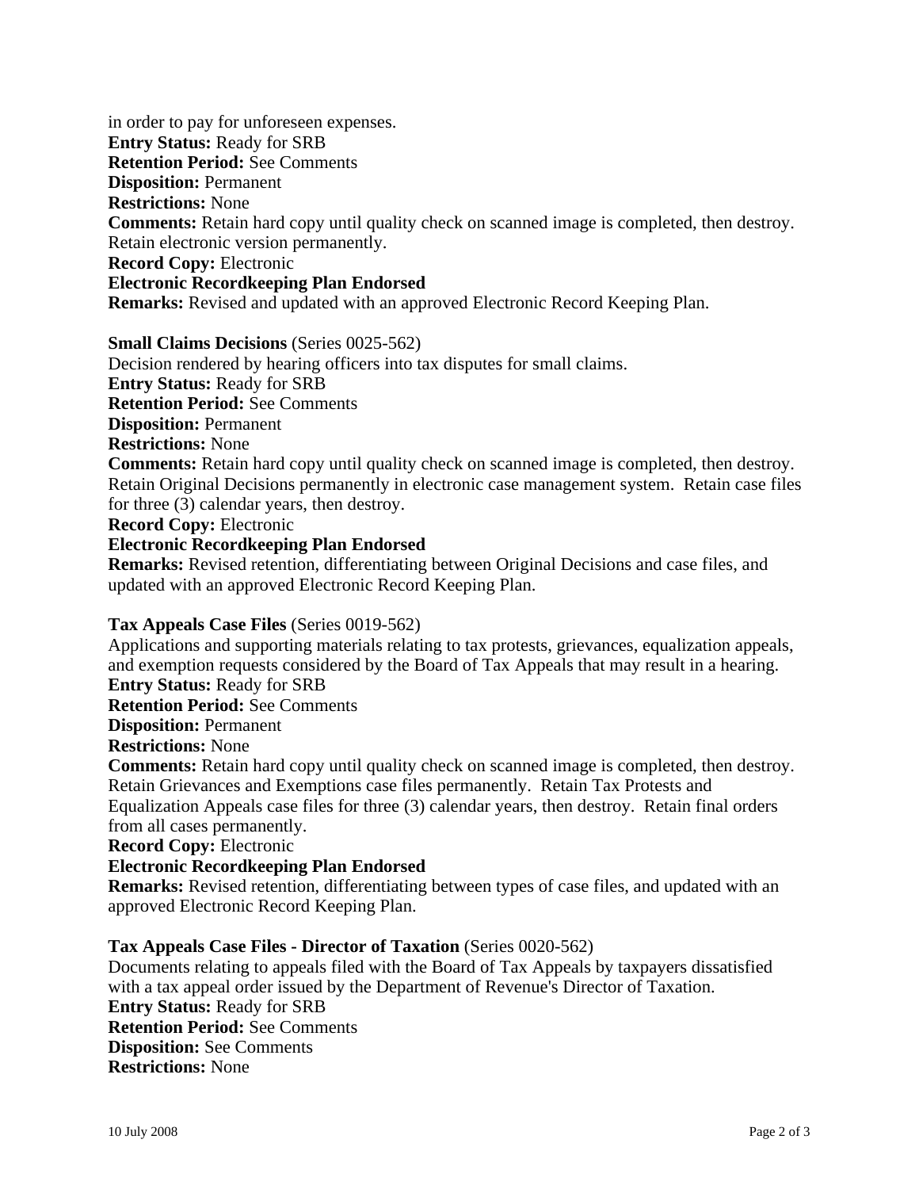in order to pay for unforeseen expenses.
**Entry Status:** Ready for SRB
**Retention Period:** See Comments
**Disposition:** Permanent
**Restrictions:** None
**Comments:** Retain hard copy until quality check on scanned image is completed, then destroy. Retain electronic version permanently.
**Record Copy:** Electronic
**Electronic Recordkeeping Plan Endorsed**
**Remarks:** Revised and updated with an approved Electronic Record Keeping Plan.

**Small Claims Decisions** (Series 0025-562)
Decision rendered by hearing officers into tax disputes for small claims.
**Entry Status:** Ready for SRB
**Retention Period:** See Comments
**Disposition:** Permanent
**Restrictions:** None
**Comments:** Retain hard copy until quality check on scanned image is completed, then destroy. Retain Original Decisions permanently in electronic case management system. Retain case files for three (3) calendar years, then destroy.
**Record Copy:** Electronic
**Electronic Recordkeeping Plan Endorsed**
**Remarks:** Revised retention, differentiating between Original Decisions and case files, and updated with an approved Electronic Record Keeping Plan.

**Tax Appeals Case Files** (Series 0019-562)
Applications and supporting materials relating to tax protests, grievances, equalization appeals, and exemption requests considered by the Board of Tax Appeals that may result in a hearing.
**Entry Status:** Ready for SRB
**Retention Period:** See Comments
**Disposition:** Permanent
**Restrictions:** None
**Comments:** Retain hard copy until quality check on scanned image is completed, then destroy. Retain Grievances and Exemptions case files permanently. Retain Tax Protests and Equalization Appeals case files for three (3) calendar years, then destroy. Retain final orders from all cases permanently.
**Record Copy:** Electronic
**Electronic Recordkeeping Plan Endorsed**
**Remarks:** Revised retention, differentiating between types of case files, and updated with an approved Electronic Record Keeping Plan.

**Tax Appeals Case Files - Director of Taxation** (Series 0020-562)
Documents relating to appeals filed with the Board of Tax Appeals by taxpayers dissatisfied with a tax appeal order issued by the Department of Revenue's Director of Taxation.
**Entry Status:** Ready for SRB
**Retention Period:** See Comments
**Disposition:** See Comments
**Restrictions:** None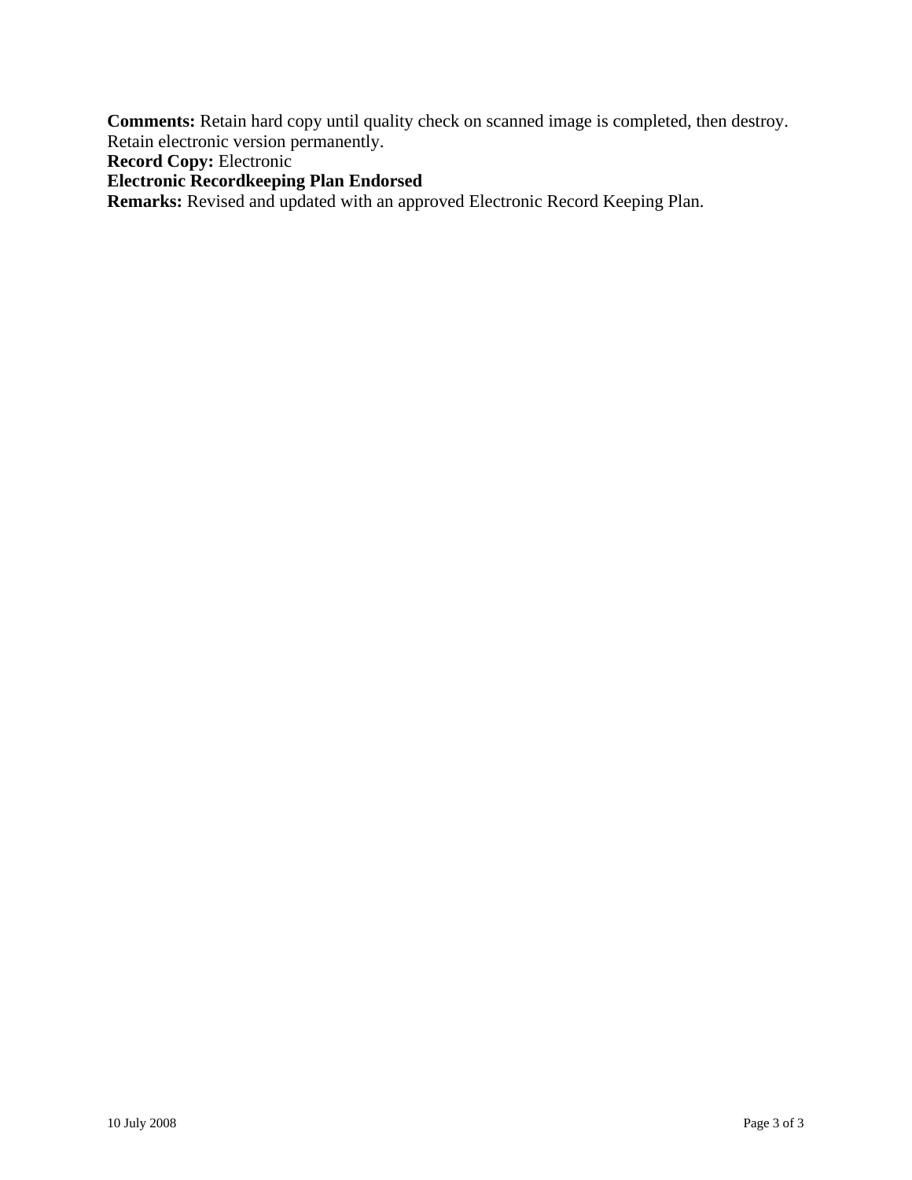**Comments:** Retain hard copy until quality check on scanned image is completed, then destroy. Retain electronic version permanently.
**Record Copy:** Electronic
**Electronic Recordkeeping Plan Endorsed**
**Remarks:** Revised and updated with an approved Electronic Record Keeping Plan.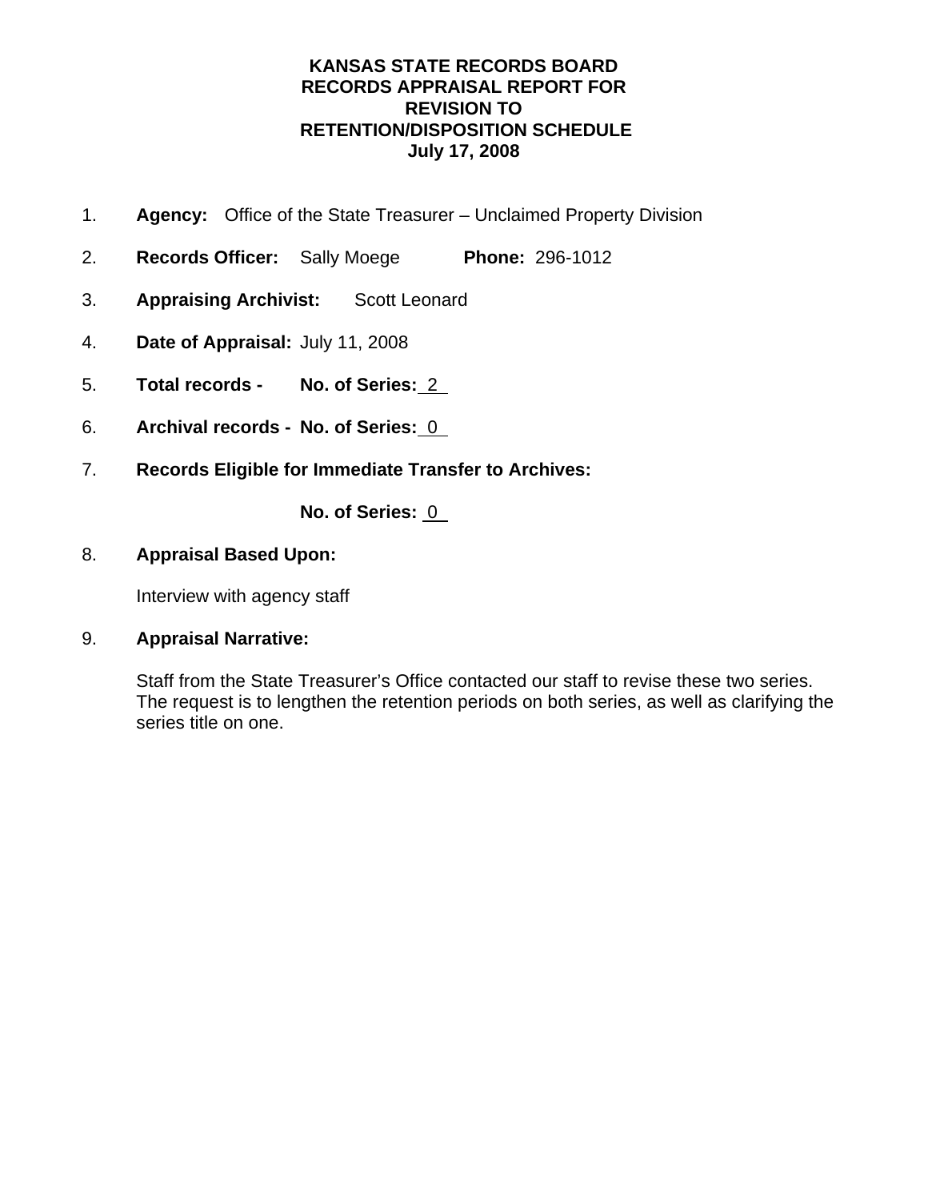# KANSAS STATE RECORDS BOARD
# RECORDS APPRAISAL REPORT FOR REVISION TO RETENTION/DISPOSITION SCHEDULE
## July 17, 2008

1. **Agency:** Office of the State Treasurer – Unclaimed Property Division

2. **Records Officer:** Sally Moege **Phone:** 296-1012

3. **Appraising Archivist:** Scott Leonard

4. **Date of Appraisal:** July 11, 2008

5. **Total records - No. of Series:** 2

6. **Archival records - No. of Series:** 0

7. **Records Eligible for Immediate Transfer to Archives:**

   **No. of Series:** 0

8. **Appraisal Based Upon:**

   Interview with agency staff

9. **Appraisal Narrative:**

   Staff from the State Treasurer's Office contacted our staff to revise these two series. The request is to lengthen the retention periods on both series, as well as clarifying the series title on one.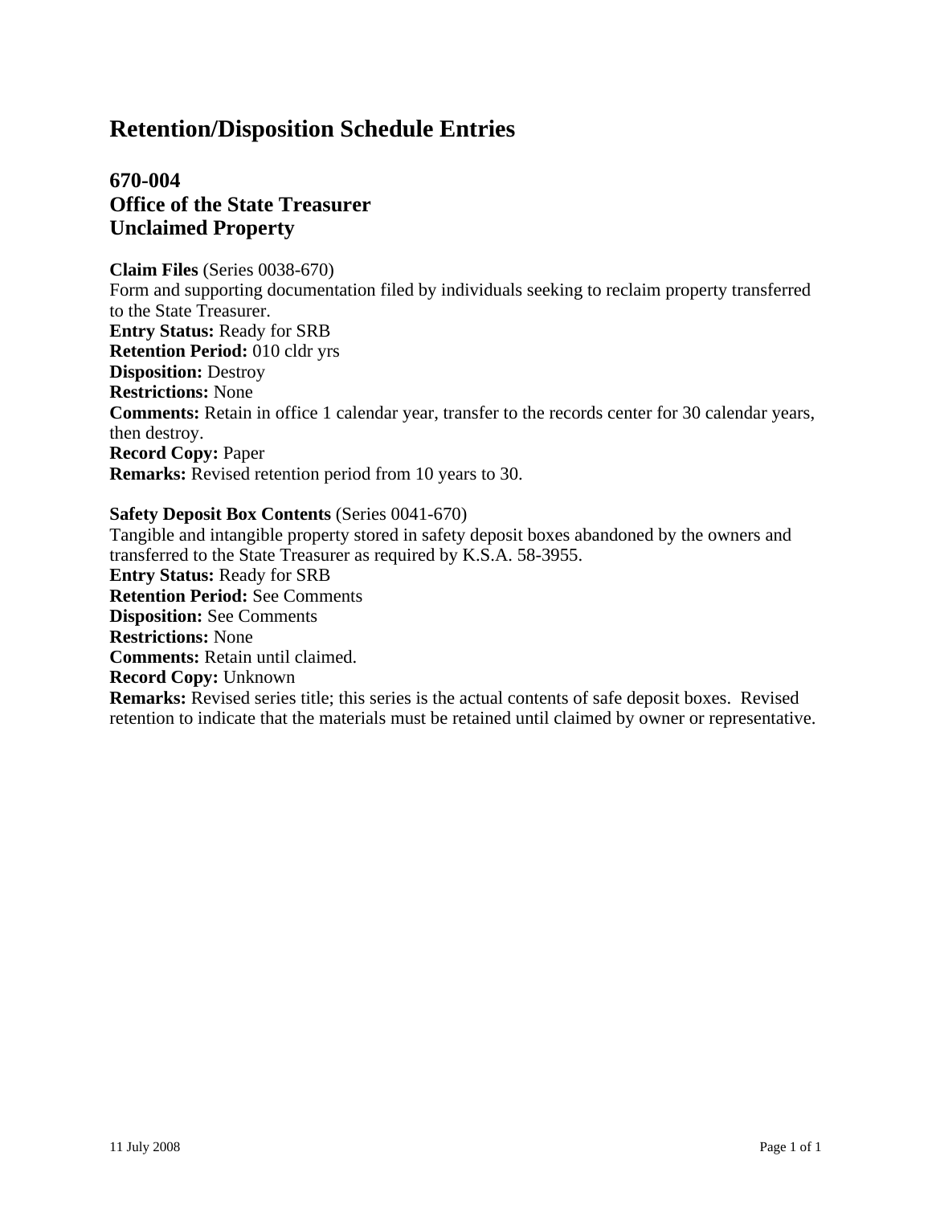# Retention/Disposition Schedule Entries

## 670-004
## Office of the State Treasurer
## Unclaimed Property

**Claim Files** (Series 0038-670)
Form and supporting documentation filed by individuals seeking to reclaim property transferred to the State Treasurer.
**Entry Status:** Ready for SRB
**Retention Period:** 010 cldr yrs
**Disposition:** Destroy
**Restrictions:** None
**Comments:** Retain in office 1 calendar year, transfer to the records center for 30 calendar years, then destroy.
**Record Copy:** Paper
**Remarks:** Revised retention period from 10 years to 30.

**Safety Deposit Box Contents** (Series 0041-670)
Tangible and intangible property stored in safety deposit boxes abandoned by the owners and transferred to the State Treasurer as required by K.S.A. 58-3955.
**Entry Status:** Ready for SRB
**Retention Period:** See Comments
**Disposition:** See Comments
**Restrictions:** None
**Comments:** Retain until claimed.
**Record Copy:** Unknown
**Remarks:** Revised series title; this series is the actual contents of safe deposit boxes. Revised retention to indicate that the materials must be retained until claimed by owner or representative.

11 July 2008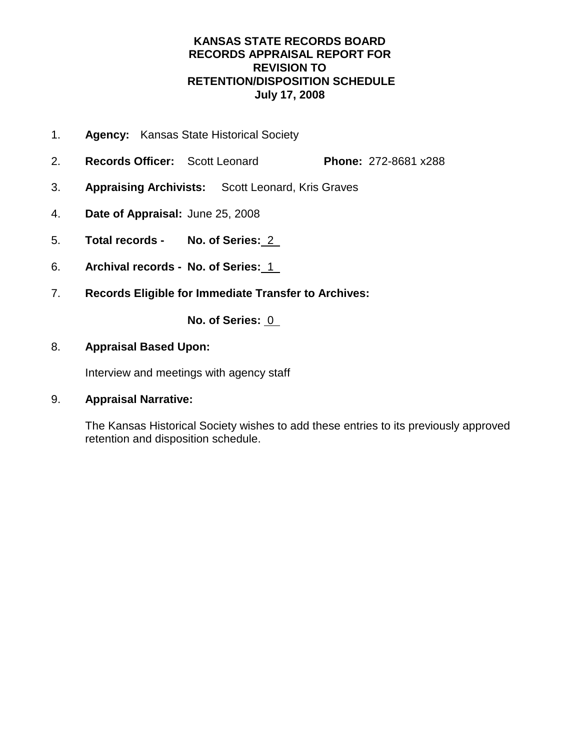# KANSAS STATE RECORDS BOARD
# RECORDS APPRAISAL REPORT FOR
# REVISION TO
# RETENTION/DISPOSITION SCHEDULE
# July 17, 2008

1. **Agency:** Kansas State Historical Society

2. **Records Officer:** Scott Leonard **Phone:** 272-8681 x288

3. **Appraising Archivists:** Scott Leonard, Kris Graves

4. **Date of Appraisal:** June 25, 2008

5. **Total records - No. of Series:** 2

6. **Archival records - No. of Series:** 1

7. **Records Eligible for Immediate Transfer to Archives:**

   **No. of Series:** 0

8. **Appraisal Based Upon:**

   Interview and meetings with agency staff

9. **Appraisal Narrative:**

   The Kansas Historical Society wishes to add these entries to its previously approved retention and disposition schedule.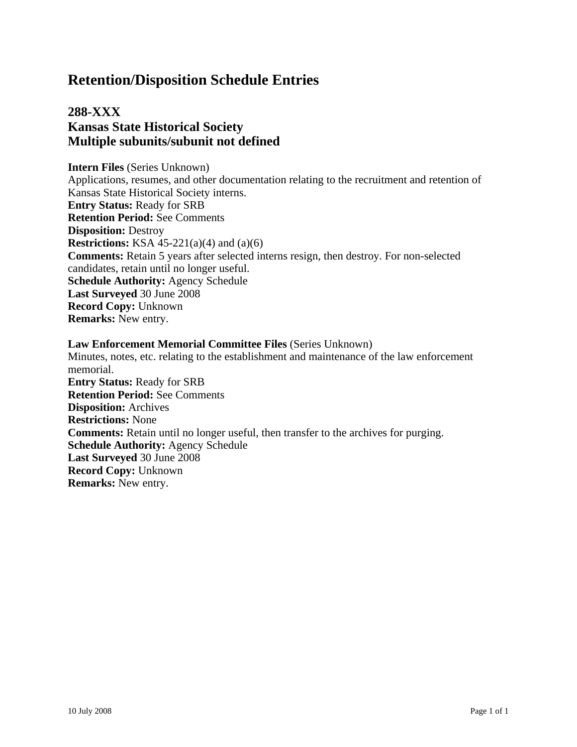# Retention/Disposition Schedule Entries

## 288-XXX
## Kansas State Historical Society
## Multiple subunits/subunit not defined

**Intern Files** (Series Unknown)
Applications, resumes, and other documentation relating to the recruitment and retention of Kansas State Historical Society interns.
**Entry Status:** Ready for SRB
**Retention Period:** See Comments
**Disposition:** Destroy
**Restrictions:** KSA 45-221(a)(4) and (a)(6)
**Comments:** Retain 5 years after selected interns resign, then destroy. For non-selected candidates, retain until no longer useful.
**Schedule Authority:** Agency Schedule
**Last Surveyed** 30 June 2008
**Record Copy:** Unknown
**Remarks:** New entry.

**Law Enforcement Memorial Committee Files** (Series Unknown)
Minutes, notes, etc. relating to the establishment and maintenance of the law enforcement memorial.
**Entry Status:** Ready for SRB
**Retention Period:** See Comments
**Disposition:** Archives
**Restrictions:** None
**Comments:** Retain until no longer useful, then transfer to the archives for purging.
**Schedule Authority:** Agency Schedule
**Last Surveyed** 30 June 2008
**Record Copy:** Unknown
**Remarks:** New entry.

10 July 2008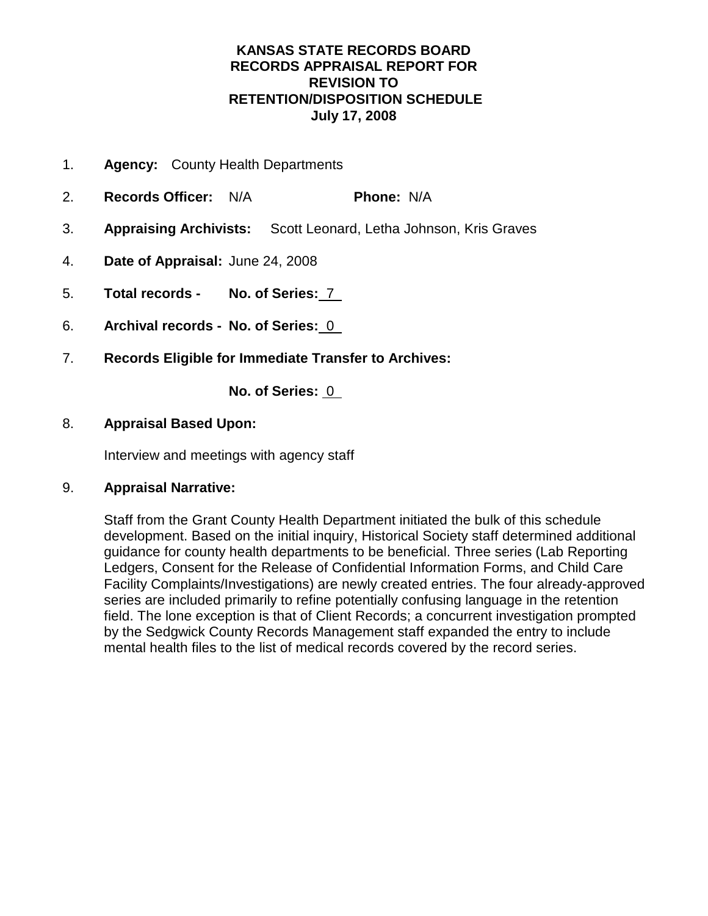# KANSAS STATE RECORDS BOARD
# RECORDS APPRAISAL REPORT FOR
# REVISION TO
# RETENTION/DISPOSITION SCHEDULE
# July 17, 2008

1. **Agency:** County Health Departments

2. **Records Officer:** N/A **Phone:** N/A

3. **Appraising Archivists:** Scott Leonard, Letha Johnson, Kris Graves

4. **Date of Appraisal:** June 24, 2008

5. **Total records - No. of Series:** 7

6. **Archival records - No. of Series:** 0

7. **Records Eligible for Immediate Transfer to Archives:**

   **No. of Series:** 0

8. **Appraisal Based Upon:**

   Interview and meetings with agency staff

9. **Appraisal Narrative:**

   Staff from the Grant County Health Department initiated the bulk of this schedule development. Based on the initial inquiry, Historical Society staff determined additional guidance for county health departments to be beneficial. Three series (Lab Reporting Ledgers, Consent for the Release of Confidential Information Forms, and Child Care Facility Complaints/Investigations) are newly created entries. The four already-approved series are included primarily to refine potentially confusing language in the retention field. The lone exception is that of Client Records; a concurrent investigation prompted by the Sedgwick County Records Management staff expanded the entry to include mental health files to the list of medical records covered by the record series.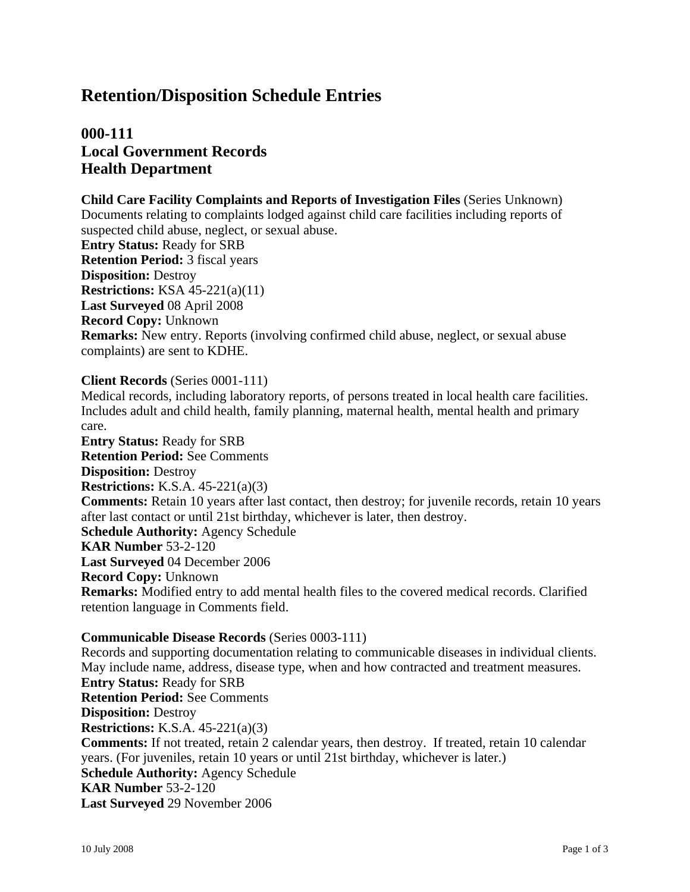# Retention/Disposition Schedule Entries

## 000-111
## Local Government Records
## Health Department

**Child Care Facility Complaints and Reports of Investigation Files** (Series Unknown)
Documents relating to complaints lodged against child care facilities including reports of suspected child abuse, neglect, or sexual abuse.
**Entry Status:** Ready for SRB
**Retention Period:** 3 fiscal years
**Disposition:** Destroy
**Restrictions:** KSA 45-221(a)(11)
**Last Surveyed** 08 April 2008
**Record Copy:** Unknown
**Remarks:** New entry. Reports (involving confirmed child abuse, neglect, or sexual abuse complaints) are sent to KDHE.

**Client Records** (Series 0001-111)
Medical records, including laboratory reports, of persons treated in local health care facilities. Includes adult and child health, family planning, maternal health, mental health and primary care.
**Entry Status:** Ready for SRB
**Retention Period:** See Comments
**Disposition:** Destroy
**Restrictions:** K.S.A. 45-221(a)(3)
**Comments:** Retain 10 years after last contact, then destroy; for juvenile records, retain 10 years after last contact or until 21st birthday, whichever is later, then destroy.
**Schedule Authority:** Agency Schedule
**KAR Number** 53-2-120
**Last Surveyed** 04 December 2006
**Record Copy:** Unknown
**Remarks:** Modified entry to add mental health files to the covered medical records. Clarified retention language in Comments field.

**Communicable Disease Records** (Series 0003-111)
Records and supporting documentation relating to communicable diseases in individual clients. May include name, address, disease type, when and how contracted and treatment measures.
**Entry Status:** Ready for SRB
**Retention Period:** See Comments
**Disposition:** Destroy
**Restrictions:** K.S.A. 45-221(a)(3)
**Comments:** If not treated, retain 2 calendar years, then destroy. If treated, retain 10 calendar years. (For juveniles, retain 10 years or until 21st birthday, whichever is later.)
**Schedule Authority:** Agency Schedule
**KAR Number** 53-2-120
**Last Surveyed** 29 November 2006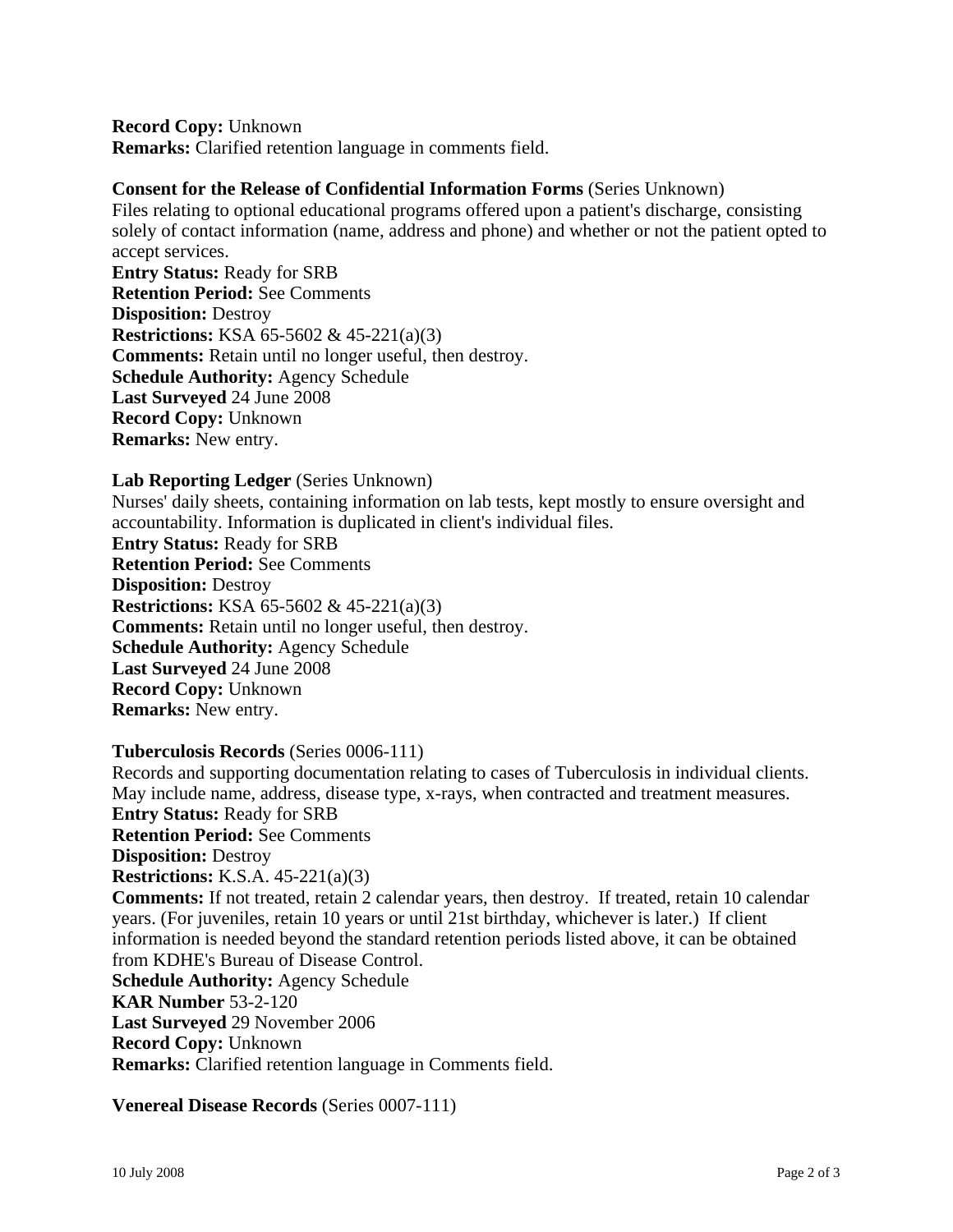**Record Copy:** Unknown
**Remarks:** Clarified retention language in comments field.

**Consent for the Release of Confidential Information Forms** (Series Unknown)
Files relating to optional educational programs offered upon a patient's discharge, consisting solely of contact information (name, address and phone) and whether or not the patient opted to accept services.
**Entry Status:** Ready for SRB
**Retention Period:** See Comments
**Disposition:** Destroy
**Restrictions:** KSA 65-5602 & 45-221(a)(3)
**Comments:** Retain until no longer useful, then destroy.
**Schedule Authority:** Agency Schedule
**Last Surveyed** 24 June 2008
**Record Copy:** Unknown
**Remarks:** New entry.

**Lab Reporting Ledger** (Series Unknown)
Nurses' daily sheets, containing information on lab tests, kept mostly to ensure oversight and accountability. Information is duplicated in client's individual files.
**Entry Status:** Ready for SRB
**Retention Period:** See Comments
**Disposition:** Destroy
**Restrictions:** KSA 65-5602 & 45-221(a)(3)
**Comments:** Retain until no longer useful, then destroy.
**Schedule Authority:** Agency Schedule
**Last Surveyed** 24 June 2008
**Record Copy:** Unknown
**Remarks:** New entry.

**Tuberculosis Records** (Series 0006-111)
Records and supporting documentation relating to cases of Tuberculosis in individual clients. May include name, address, disease type, x-rays, when contracted and treatment measures.
**Entry Status:** Ready for SRB
**Retention Period:** See Comments
**Disposition:** Destroy
**Restrictions:** K.S.A. 45-221(a)(3)
**Comments:** If not treated, retain 2 calendar years, then destroy. If treated, retain 10 calendar years. (For juveniles, retain 10 years or until 21st birthday, whichever is later.) If client information is needed beyond the standard retention periods listed above, it can be obtained from KDHE's Bureau of Disease Control.
**Schedule Authority:** Agency Schedule
**KAR Number** 53-2-120
**Last Surveyed** 29 November 2006
**Record Copy:** Unknown
**Remarks:** Clarified retention language in Comments field.

**Venereal Disease Records** (Series 0007-111)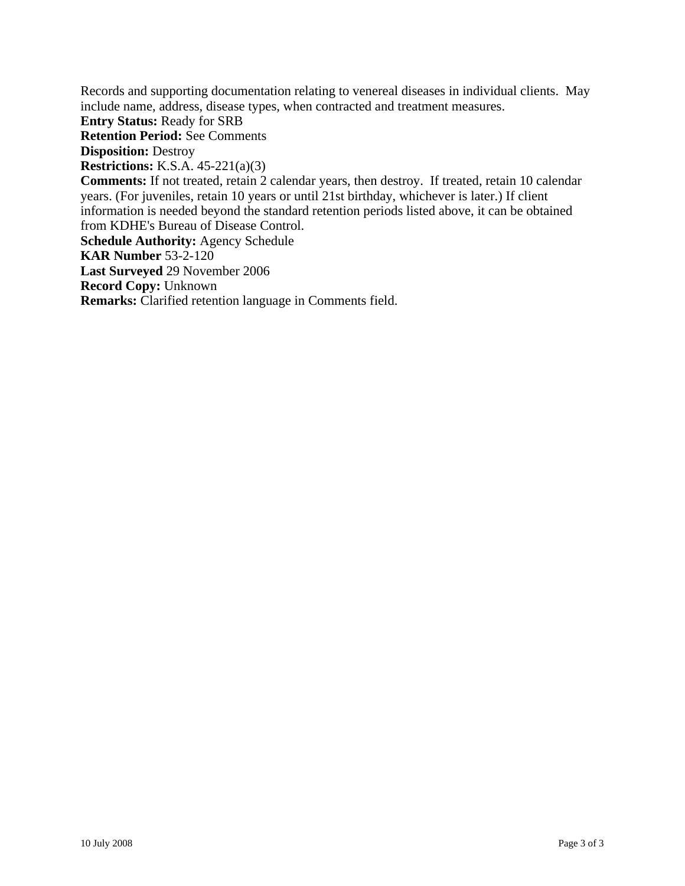Records and supporting documentation relating to venereal diseases in individual clients. May include name, address, disease types, when contracted and treatment measures.

**Entry Status:** Ready for SRB

**Retention Period:** See Comments

**Disposition:** Destroy

**Restrictions:** K.S.A. 45-221(a)(3)

**Comments:** If not treated, retain 2 calendar years, then destroy. If treated, retain 10 calendar years. (For juveniles, retain 10 years or until 21st birthday, whichever is later.) If client information is needed beyond the standard retention periods listed above, it can be obtained from KDHE's Bureau of Disease Control.

**Schedule Authority:** Agency Schedule

**KAR Number** 53-2-120

**Last Surveyed** 29 November 2006

**Record Copy:** Unknown

**Remarks:** Clarified retention language in Comments field.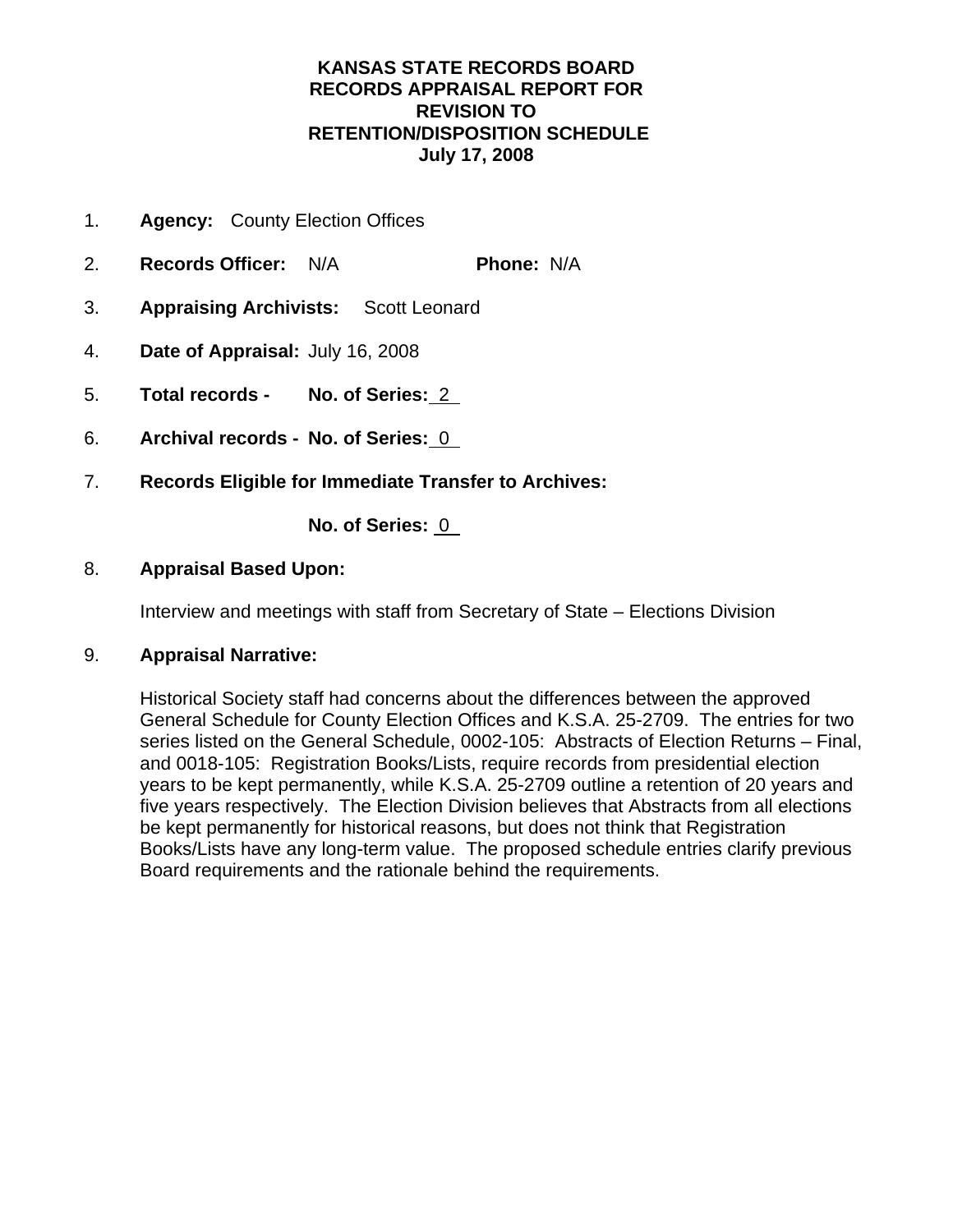# KANSAS STATE RECORDS BOARD
# RECORDS APPRAISAL REPORT FOR REVISION TO RETENTION/DISPOSITION SCHEDULE
# July 17, 2008

1. **Agency:** County Election Offices

2. **Records Officer:** N/A **Phone:** N/A

3. **Appraising Archivists:** Scott Leonard

4. **Date of Appraisal:** July 16, 2008

5. **Total records - No. of Series:** 2

6. **Archival records - No. of Series:** 0

7. **Records Eligible for Immediate Transfer to Archives:**

   **No. of Series:** 0

8. **Appraisal Based Upon:**

   Interview and meetings with staff from Secretary of State – Elections Division

9. **Appraisal Narrative:**

   Historical Society staff had concerns about the differences between the approved General Schedule for County Election Offices and K.S.A. 25-2709. The entries for two series listed on the General Schedule, 0002-105: Abstracts of Election Returns – Final, and 0018-105: Registration Books/Lists, require records from presidential election years to be kept permanently, while K.S.A. 25-2709 outline a retention of 20 years and five years respectively. The Election Division believes that Abstracts from all elections be kept permanently for historical reasons, but does not think that Registration Books/Lists have any long-term value. The proposed schedule entries clarify previous Board requirements and the rationale behind the requirements.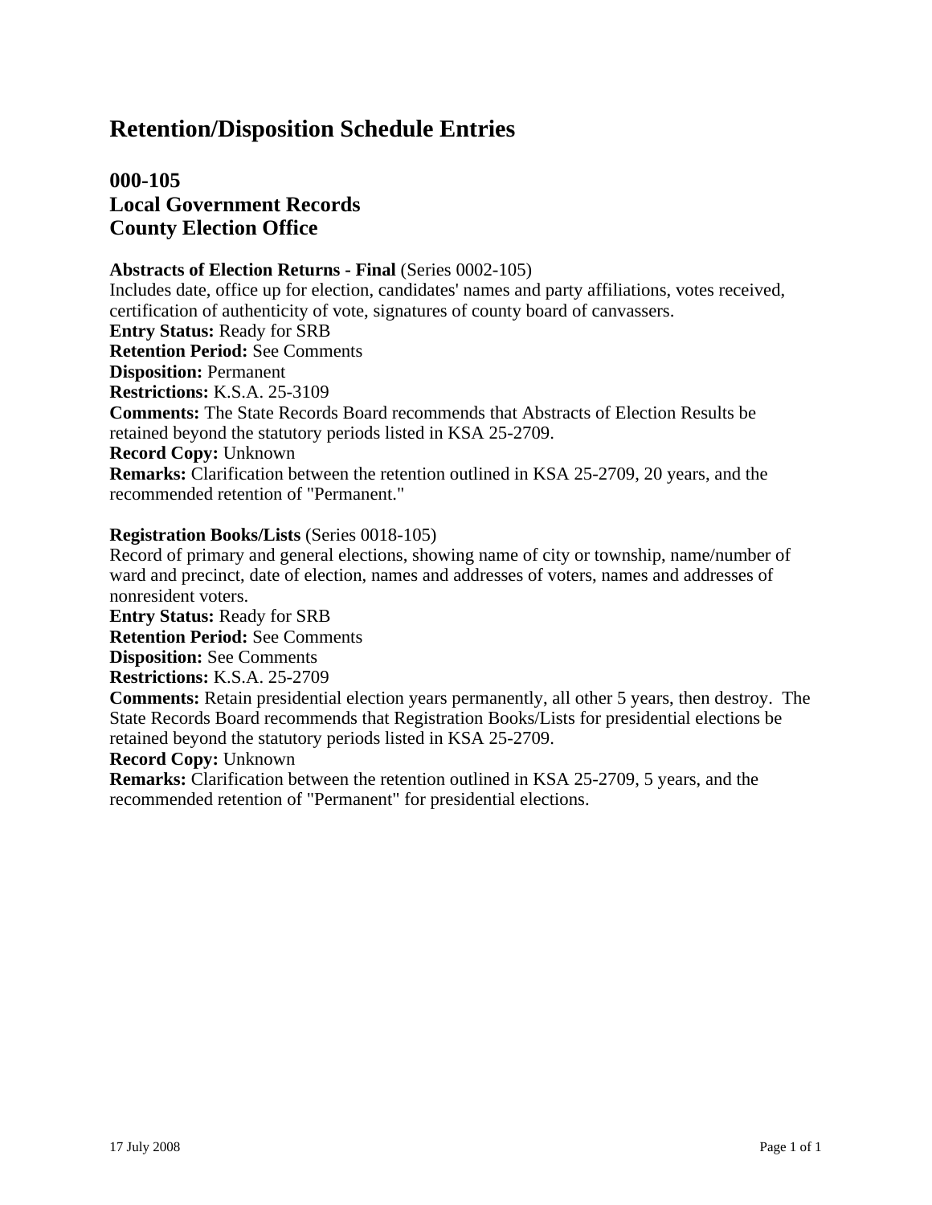# Retention/Disposition Schedule Entries

## 000-105
## Local Government Records
## County Election Office

**Abstracts of Election Returns - Final** (Series 0002-105)
Includes date, office up for election, candidates' names and party affiliations, votes received, certification of authenticity of vote, signatures of county board of canvassers.
**Entry Status:** Ready for SRB
**Retention Period:** See Comments
**Disposition:** Permanent
**Restrictions:** K.S.A. 25-3109
**Comments:** The State Records Board recommends that Abstracts of Election Results be retained beyond the statutory periods listed in KSA 25-2709.
**Record Copy:** Unknown
**Remarks:** Clarification between the retention outlined in KSA 25-2709, 20 years, and the recommended retention of "Permanent."

**Registration Books/Lists** (Series 0018-105)
Record of primary and general elections, showing name of city or township, name/number of ward and precinct, date of election, names and addresses of voters, names and addresses of nonresident voters.
**Entry Status:** Ready for SRB
**Retention Period:** See Comments
**Disposition:** See Comments
**Restrictions:** K.S.A. 25-2709
**Comments:** Retain presidential election years permanently, all other 5 years, then destroy. The State Records Board recommends that Registration Books/Lists for presidential elections be retained beyond the statutory periods listed in KSA 25-2709.
**Record Copy:** Unknown
**Remarks:** Clarification between the retention outlined in KSA 25-2709, 5 years, and the recommended retention of "Permanent" for presidential elections.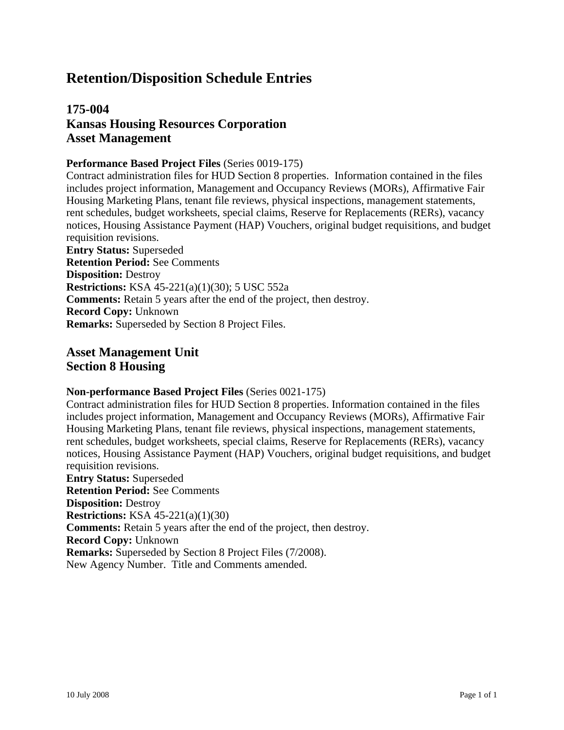# Retention/Disposition Schedule Entries

## 175-004
## Kansas Housing Resources Corporation
## Asset Management

**Performance Based Project Files** (Series 0019-175)
Contract administration files for HUD Section 8 properties. Information contained in the files includes project information, Management and Occupancy Reviews (MORs), Affirmative Fair Housing Marketing Plans, tenant file reviews, physical inspections, management statements, rent schedules, budget worksheets, special claims, Reserve for Replacements (RERs), vacancy notices, Housing Assistance Payment (HAP) Vouchers, original budget requisitions, and budget requisition revisions.
**Entry Status:** Superseded
**Retention Period:** See Comments
**Disposition:** Destroy
**Restrictions:** KSA 45-221(a)(1)(30); 5 USC 552a
**Comments:** Retain 5 years after the end of the project, then destroy.
**Record Copy:** Unknown
**Remarks:** Superseded by Section 8 Project Files.

## Asset Management Unit
## Section 8 Housing

**Non-performance Based Project Files** (Series 0021-175)
Contract administration files for HUD Section 8 properties. Information contained in the files includes project information, Management and Occupancy Reviews (MORs), Affirmative Fair Housing Marketing Plans, tenant file reviews, physical inspections, management statements, rent schedules, budget worksheets, special claims, Reserve for Replacements (RERs), vacancy notices, Housing Assistance Payment (HAP) Vouchers, original budget requisitions, and budget requisition revisions.
**Entry Status:** Superseded
**Retention Period:** See Comments
**Disposition:** Destroy
**Restrictions:** KSA 45-221(a)(1)(30)
**Comments:** Retain 5 years after the end of the project, then destroy.
**Record Copy:** Unknown
**Remarks:** Superseded by Section 8 Project Files (7/2008).
New Agency Number. Title and Comments amended.